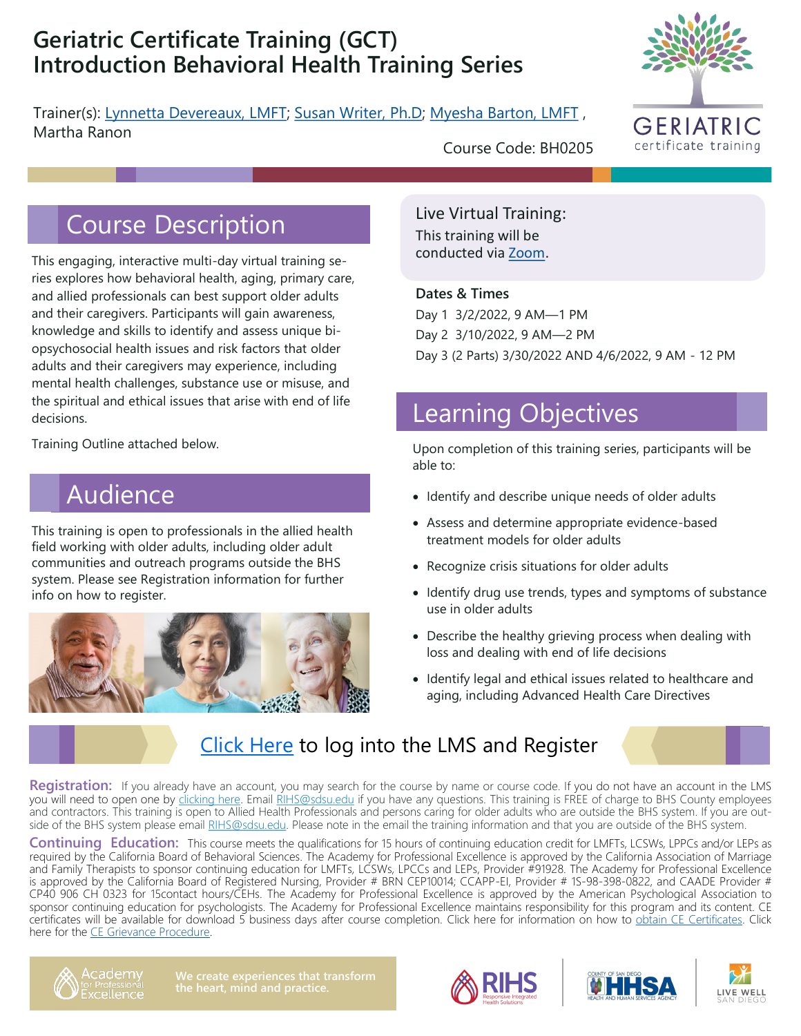# Geriatric Certificate Training (GCT) Introduction Behavioral Health Training Series

Trainer(s): Lynnetta Devereaux, LMFT; Susan Writer, Ph.D; Myesha Barton, LMFT , Martha Ranon

Course Code: BH0205

## Course Description

This engaging, interactive multi-day virtual training series explores how behavioral health, aging, primary care, and allied professionals can best support older adults and their caregivers. Participants will gain awareness, knowledge and skills to identify and assess unique biopsychosocial health issues and risk factors that older adults and their caregivers may experience, including mental health challenges, substance use or misuse, and the spiritual and ethical issues that arise with end of life decisions.

Training Outline attached below.

## Audience

This training is open to professionals in the allied health field working with older adults, including older adult communities and outreach programs outside the BHS system. Please see Registration information for further info on how to register.

**Live Virtual Training:**
This training will be conducted via Zoom.

**Dates & Times**

Day 1 3/2/2022, 9 AM—1 PM
Day 2 3/10/2022, 9 AM—2 PM
Day 3 (2 Parts) 3/30/2022 AND 4/6/2022, 9 AM - 12 PM

## Learning Objectives

Upon completion of this training series, participants will be able to:

- Identify and describe unique needs of older adults
- Assess and determine appropriate evidence-based treatment models for older adults
- Recognize crisis situations for older adults
- Identify drug use trends, types and symptoms of substance use in older adults
- Describe the healthy grieving process when dealing with loss and dealing with end of life decisions
- Identify legal and ethical issues related to healthcare and aging, including Advanced Health Care Directives

**Click Here to log into the LMS and Register**

**Registration:** If you already have an account, you may search for the course by name or course code. If you do not have an account in the LMS you will need to open one by clicking here. Email RIHS@sdsu.edu if you have any questions. This training is FREE of charge to BHS County employees and contractors. This training is open to Allied Health Professionals and persons caring for older adults who are outside the BHS system. If you are outside of the BHS system please email RIHS@sdsu.edu. Please note in the email the training information and that you are outside of the BHS system.

**Continuing Education:** This course meets the qualifications for 15 hours of continuing education credit for LMFTs, LCSWs, LPPCs and/or LEPs as required by the California Board of Behavioral Sciences. The Academy for Professional Excellence is approved by the California Association of Marriage and Family Therapists to sponsor continuing education for LMFTs, LCSWs, LPCCs and LEPs, Provider #91928. The Academy for Professional Excellence is approved by the California Board of Registered Nursing, Provider # BRN CEP10014; CCAPP-EI, Provider # 1S-98-398-0822, and CAADE Provider # CP40 906 CH 0323 for 15contact hours/CEHs. The Academy for Professional Excellence is approved by the American Psychological Association to sponsor continuing education for psychologists. The Academy for Professional Excellence maintains responsibility for this program and its content. CE certificates will be available for download 5 business days after course completion. Click here for information on how to obtain CE Certificates. Click here for the CE Grievance Procedure.

Academy for Professional Excellence — We create experiences that transform the heart, mind and practice.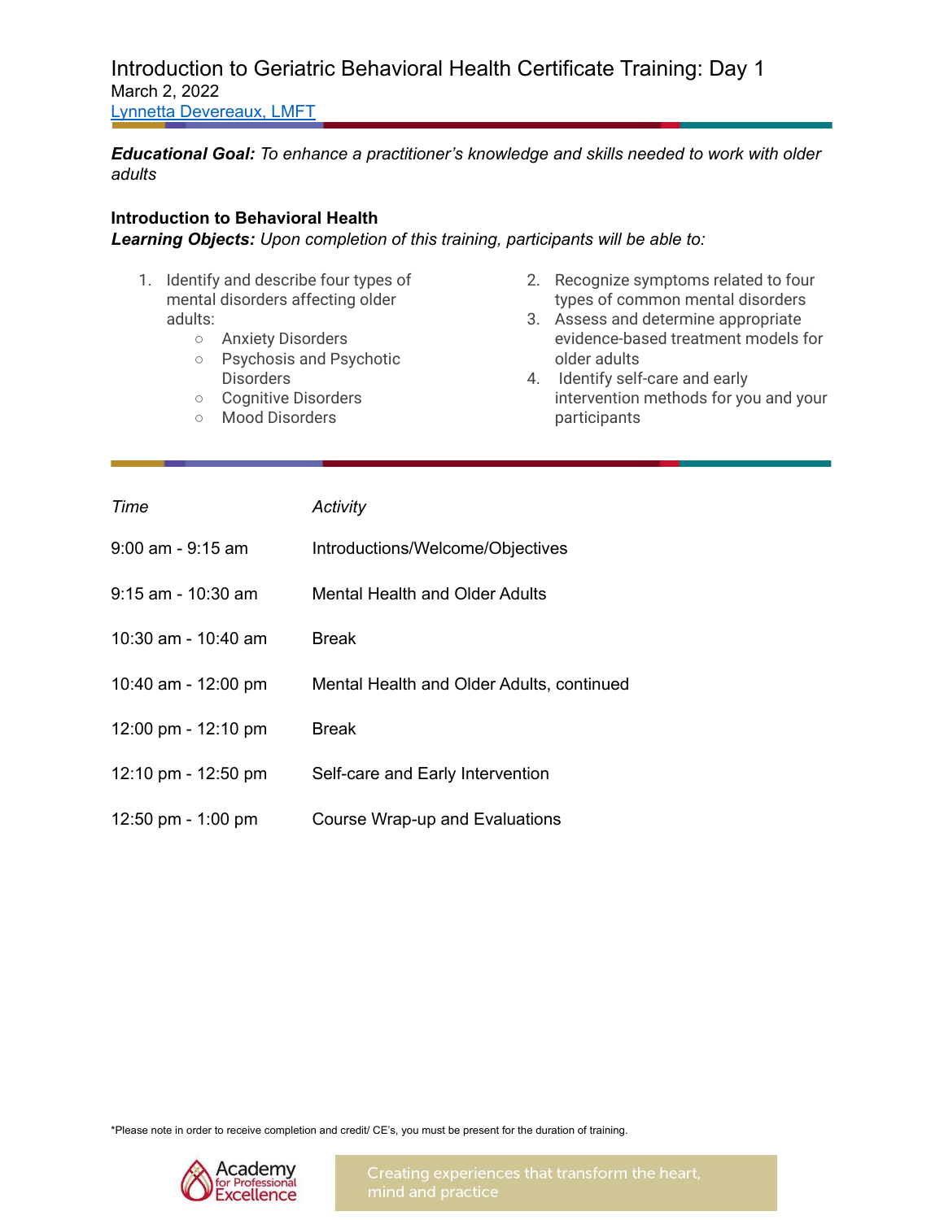# Introduction to Geriatric Behavioral Health Certificate Training: Day 1

March 2, 2022

Lynnetta Devereaux, LMFT

***Educational Goal:*** *To enhance a practitioner's knowledge and skills needed to work with older adults*

**Introduction to Behavioral Health**

***Learning Objects:*** *Upon completion of this training, participants will be able to:*

1. Identify and describe four types of mental disorders affecting older adults:
   - Anxiety Disorders
   - Psychosis and Psychotic Disorders
   - Cognitive Disorders
   - Mood Disorders
2. Recognize symptoms related to four types of common mental disorders
3. Assess and determine appropriate evidence-based treatment models for older adults
4. Identify self-care and early intervention methods for you and your participants

| *Time* | *Activity* |
| --- | --- |
| 9:00 am - 9:15 am | Introductions/Welcome/Objectives |
| 9:15 am - 10:30 am | Mental Health and Older Adults |
| 10:30 am - 10:40 am | Break |
| 10:40 am - 12:00 pm | Mental Health and Older Adults, continued |
| 12:00 pm - 12:10 pm | Break |
| 12:10 pm - 12:50 pm | Self-care and Early Intervention |
| 12:50 pm - 1:00 pm | Course Wrap-up and Evaluations |

*Please note in order to receive completion and credit/ CE's, you must be present for the duration of training.

Academy for Professional Excellence

Creating experiences that transform the heart, mind and practice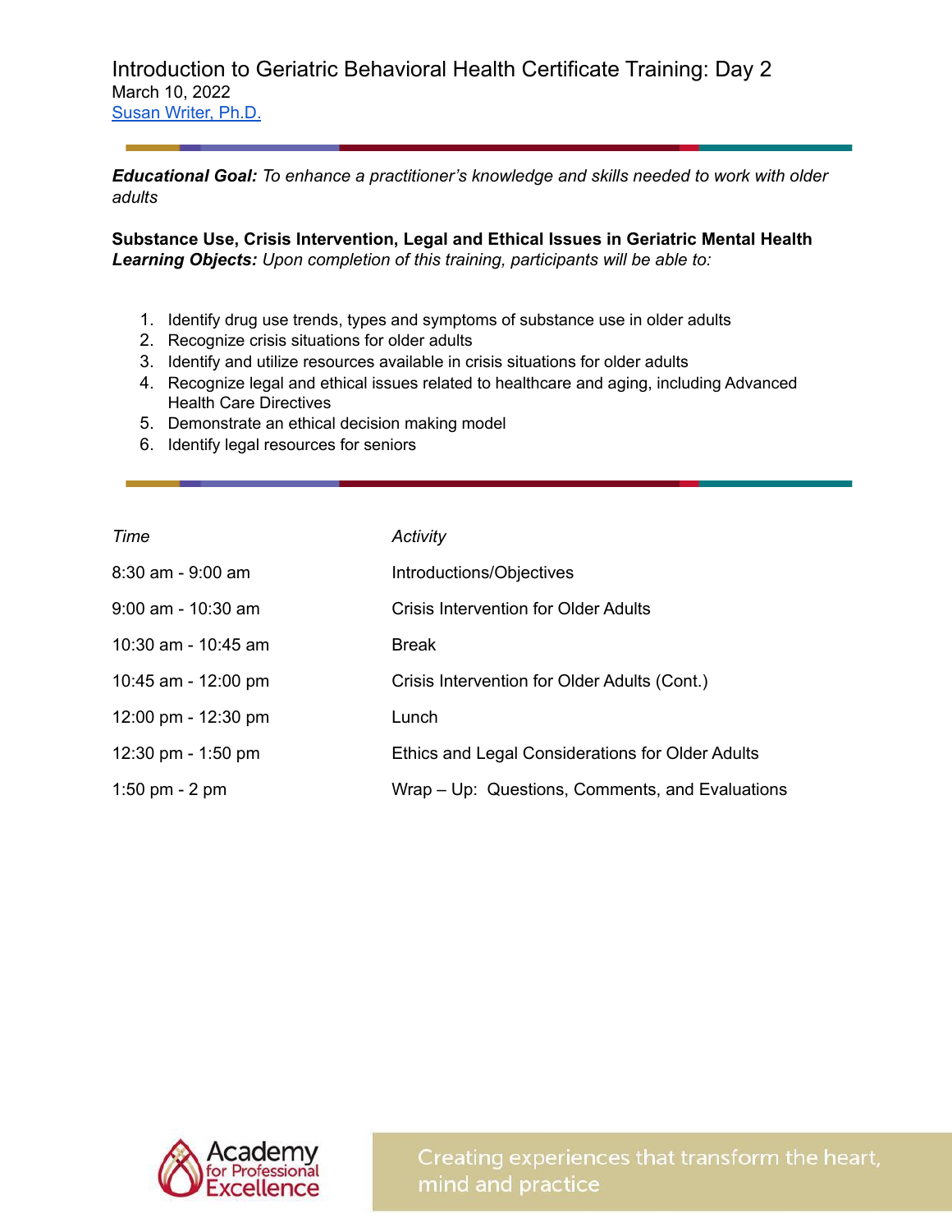# Introduction to Geriatric Behavioral Health Certificate Training: Day 2

March 10, 2022

Susan Writer, Ph.D.

***Educational Goal:*** *To enhance a practitioner's knowledge and skills needed to work with older adults*

**Substance Use, Crisis Intervention, Legal and Ethical Issues in Geriatric Mental Health**

***Learning Objects:*** *Upon completion of this training, participants will be able to:*

1. Identify drug use trends, types and symptoms of substance use in older adults
2. Recognize crisis situations for older adults
3. Identify and utilize resources available in crisis situations for older adults
4. Recognize legal and ethical issues related to healthcare and aging, including Advanced Health Care Directives
5. Demonstrate an ethical decision making model
6. Identify legal resources for seniors

| *Time* | *Activity* |
|---|---|
| 8:30 am - 9:00 am | Introductions/Objectives |
| 9:00 am - 10:30 am | Crisis Intervention for Older Adults |
| 10:30 am - 10:45 am | Break |
| 10:45 am - 12:00 pm | Crisis Intervention for Older Adults (Cont.) |
| 12:00 pm - 12:30 pm | Lunch |
| 12:30 pm - 1:50 pm | Ethics and Legal Considerations for Older Adults |
| 1:50 pm - 2 pm | Wrap – Up: Questions, Comments, and Evaluations |

Academy for Professional Excellence

Creating experiences that transform the heart, mind and practice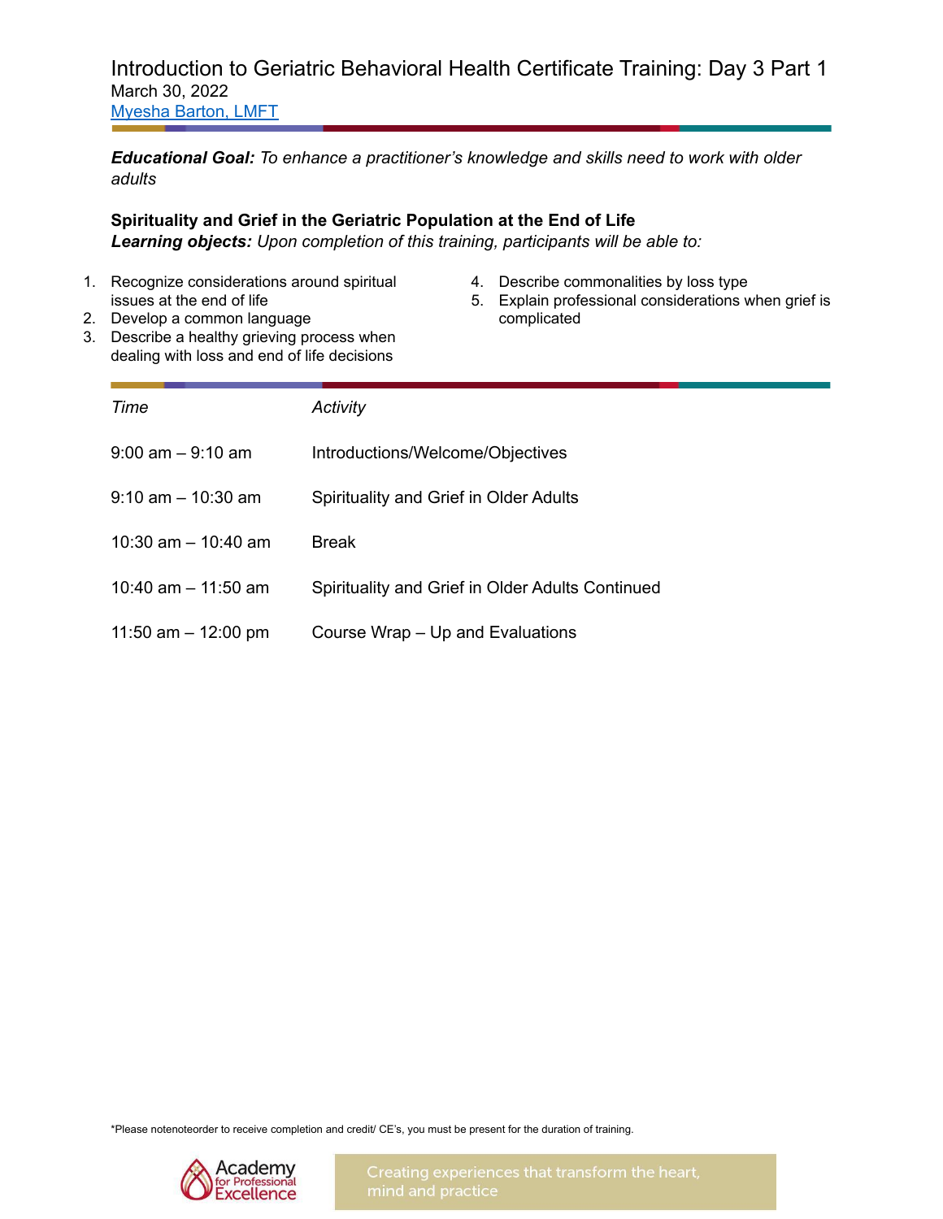# Introduction to Geriatric Behavioral Health Certificate Training: Day 3 Part 1

March 30, 2022

[Myesha Barton, LMFT]

***Educational Goal:*** *To enhance a practitioner's knowledge and skills need to work with older adults*

**Spirituality and Grief in the Geriatric Population at the End of Life**

***Learning objects:*** *Upon completion of this training, participants will be able to:*

1. Recognize considerations around spiritual issues at the end of life
2. Develop a common language
3. Describe a healthy grieving process when dealing with loss and end of life decisions
4. Describe commonalities by loss type
5. Explain professional considerations when grief is complicated

| *Time* | *Activity* |
|---|---|
| 9:00 am – 9:10 am | Introductions/Welcome/Objectives |
| 9:10 am – 10:30 am | Spirituality and Grief in Older Adults |
| 10:30 am – 10:40 am | Break |
| 10:40 am – 11:50 am | Spirituality and Grief in Older Adults Continued |
| 11:50 am – 12:00 pm | Course Wrap – Up and Evaluations |

*Please notenoteorder to receive completion and credit/ CE's, you must be present for the duration of training.

Academy for Professional Excellence

Creating experiences that transform the heart, mind and practice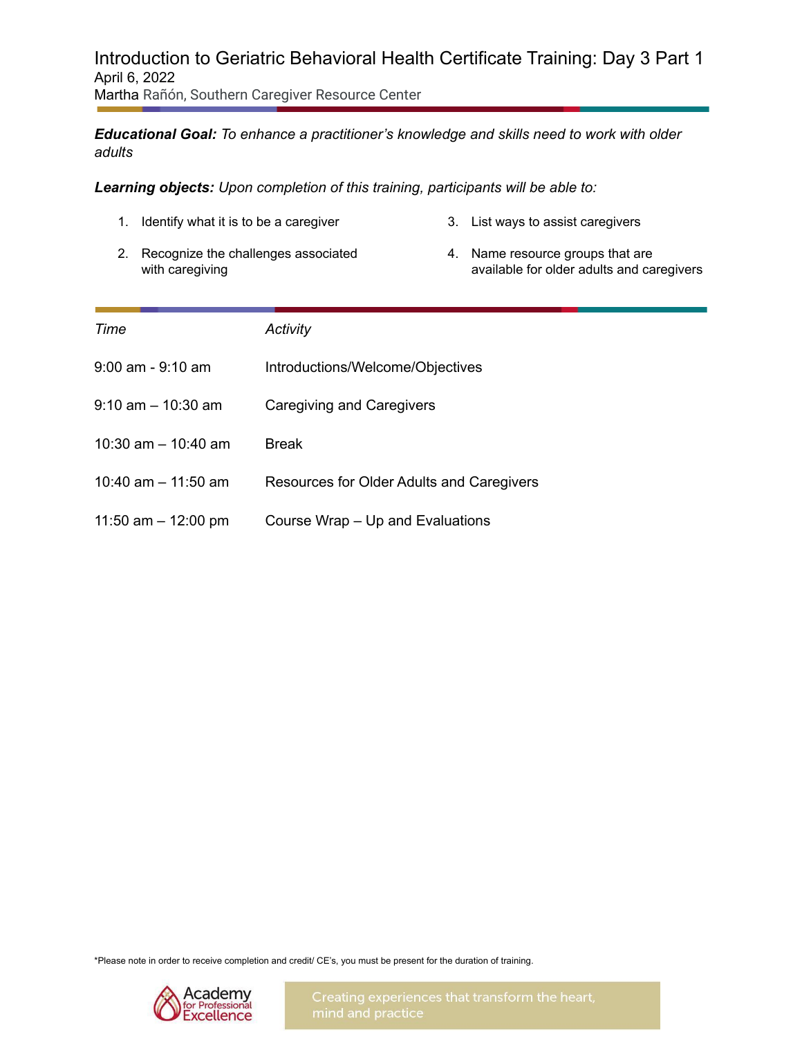# Introduction to Geriatric Behavioral Health Certificate Training: Day 3 Part 1

April 6, 2022

Martha Rañón, Southern Caregiver Resource Center

***Educational Goal:*** *To enhance a practitioner's knowledge and skills need to work with older adults*

***Learning objects:*** *Upon completion of this training, participants will be able to:*

1. Identify what it is to be a caregiver
2. Recognize the challenges associated with caregiving
3. List ways to assist caregivers
4. Name resource groups that are available for older adults and caregivers

| *Time* | *Activity* |
|---|---|
| 9:00 am - 9:10 am | Introductions/Welcome/Objectives |
| 9:10 am – 10:30 am | Caregiving and Caregivers |
| 10:30 am – 10:40 am | Break |
| 10:40 am – 11:50 am | Resources for Older Adults and Caregivers |
| 11:50 am – 12:00 pm | Course Wrap – Up and Evaluations |

*Please note in order to receive completion and credit/ CE's, you must be present for the duration of training.

Academy for Professional Excellence

Creating experiences that transform the heart, mind and practice